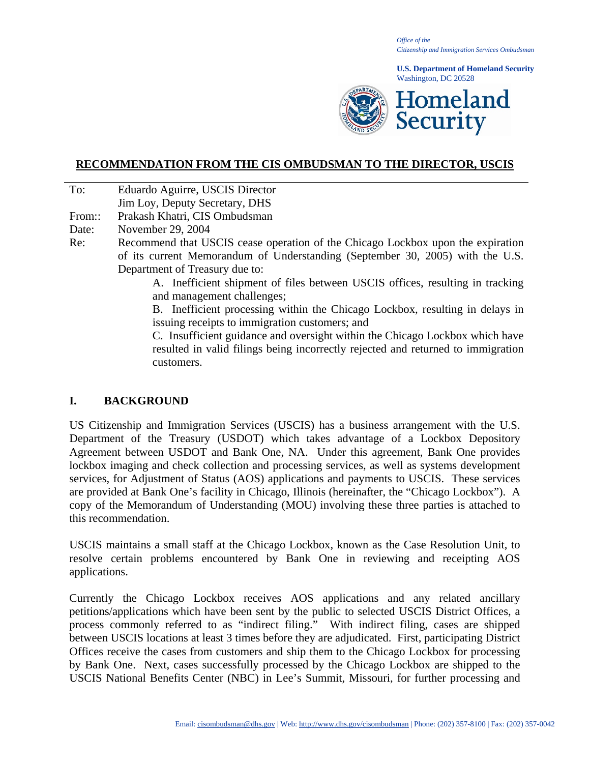*Office of the*
*Citizenship and Immigration Services Ombudsman*

**U.S. Department of Homeland Security**
Washington, DC 20528

**Homeland Security**

## RECOMMENDATION FROM THE CIS OMBUDSMAN TO THE DIRECTOR, USCIS

To: Eduardo Aguirre, USCIS Director
Jim Loy, Deputy Secretary, DHS

From:: Prakash Khatri, CIS Ombudsman

Date: November 29, 2004

Re: Recommend that USCIS cease operation of the Chicago Lockbox upon the expiration of its current Memorandum of Understanding (September 30, 2005) with the U.S. Department of Treasury due to:

A. Inefficient shipment of files between USCIS offices, resulting in tracking and management challenges;

B. Inefficient processing within the Chicago Lockbox, resulting in delays in issuing receipts to immigration customers; and

C. Insufficient guidance and oversight within the Chicago Lockbox which have resulted in valid filings being incorrectly rejected and returned to immigration customers.

## I. BACKGROUND

US Citizenship and Immigration Services (USCIS) has a business arrangement with the U.S. Department of the Treasury (USDOT) which takes advantage of a Lockbox Depository Agreement between USDOT and Bank One, NA. Under this agreement, Bank One provides lockbox imaging and check collection and processing services, as well as systems development services, for Adjustment of Status (AOS) applications and payments to USCIS. These services are provided at Bank One's facility in Chicago, Illinois (hereinafter, the "Chicago Lockbox"). A copy of the Memorandum of Understanding (MOU) involving these three parties is attached to this recommendation.

USCIS maintains a small staff at the Chicago Lockbox, known as the Case Resolution Unit, to resolve certain problems encountered by Bank One in reviewing and receipting AOS applications.

Currently the Chicago Lockbox receives AOS applications and any related ancillary petitions/applications which have been sent by the public to selected USCIS District Offices, a process commonly referred to as "indirect filing." With indirect filing, cases are shipped between USCIS locations at least 3 times before they are adjudicated. First, participating District Offices receive the cases from customers and ship them to the Chicago Lockbox for processing by Bank One. Next, cases successfully processed by the Chicago Lockbox are shipped to the USCIS National Benefits Center (NBC) in Lee's Summit, Missouri, for further processing and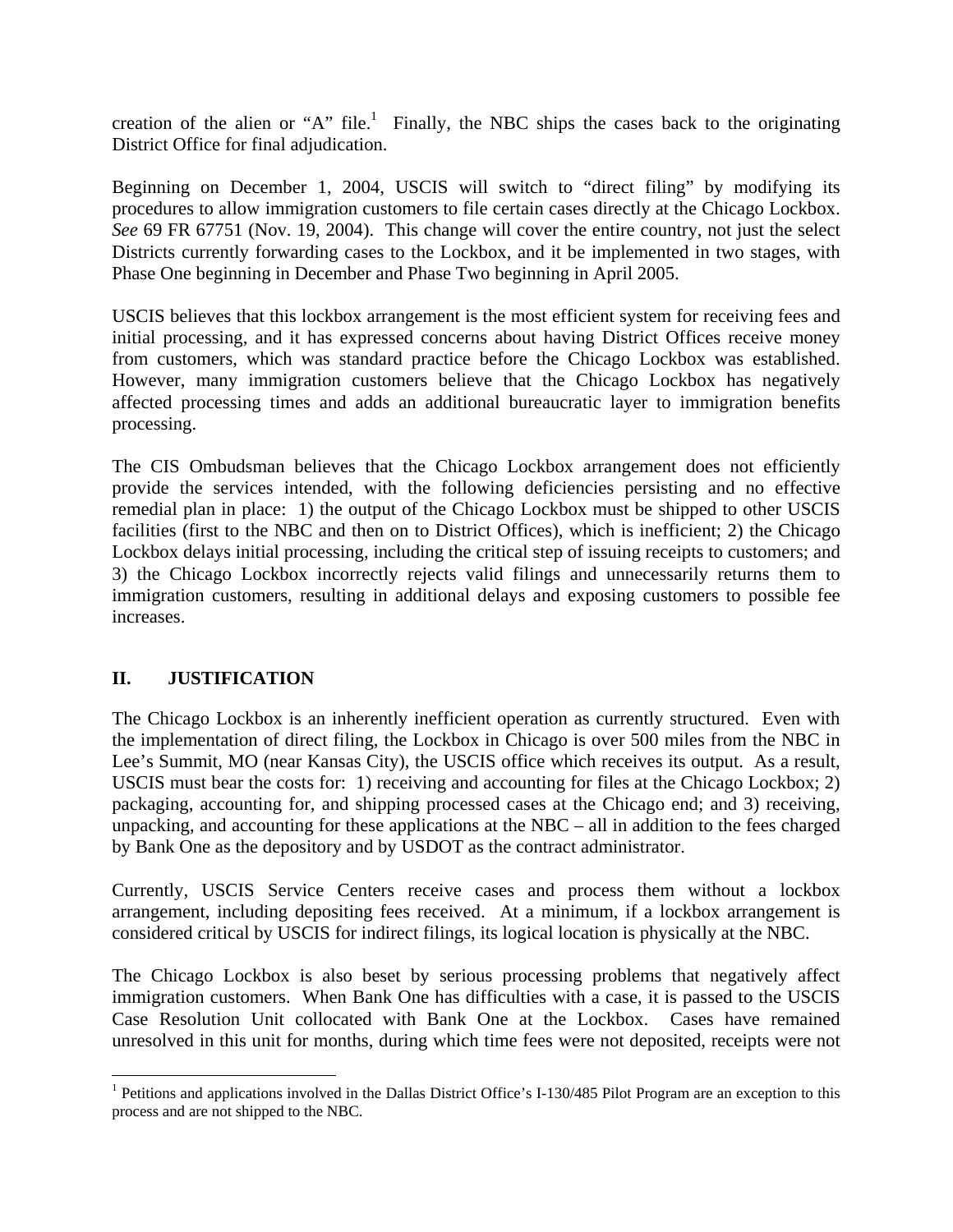creation of the alien or "A" file.[1] Finally, the NBC ships the cases back to the originating District Office for final adjudication.

Beginning on December 1, 2004, USCIS will switch to "direct filing" by modifying its procedures to allow immigration customers to file certain cases directly at the Chicago Lockbox. *See* 69 FR 67751 (Nov. 19, 2004). This change will cover the entire country, not just the select Districts currently forwarding cases to the Lockbox, and it be implemented in two stages, with Phase One beginning in December and Phase Two beginning in April 2005.

USCIS believes that this lockbox arrangement is the most efficient system for receiving fees and initial processing, and it has expressed concerns about having District Offices receive money from customers, which was standard practice before the Chicago Lockbox was established. However, many immigration customers believe that the Chicago Lockbox has negatively affected processing times and adds an additional bureaucratic layer to immigration benefits processing.

The CIS Ombudsman believes that the Chicago Lockbox arrangement does not efficiently provide the services intended, with the following deficiencies persisting and no effective remedial plan in place: 1) the output of the Chicago Lockbox must be shipped to other USCIS facilities (first to the NBC and then on to District Offices), which is inefficient; 2) the Chicago Lockbox delays initial processing, including the critical step of issuing receipts to customers; and 3) the Chicago Lockbox incorrectly rejects valid filings and unnecessarily returns them to immigration customers, resulting in additional delays and exposing customers to possible fee increases.

## II. JUSTIFICATION

The Chicago Lockbox is an inherently inefficient operation as currently structured. Even with the implementation of direct filing, the Lockbox in Chicago is over 500 miles from the NBC in Lee's Summit, MO (near Kansas City), the USCIS office which receives its output. As a result, USCIS must bear the costs for: 1) receiving and accounting for files at the Chicago Lockbox; 2) packaging, accounting for, and shipping processed cases at the Chicago end; and 3) receiving, unpacking, and accounting for these applications at the NBC – all in addition to the fees charged by Bank One as the depository and by USDOT as the contract administrator.

Currently, USCIS Service Centers receive cases and process them without a lockbox arrangement, including depositing fees received. At a minimum, if a lockbox arrangement is considered critical by USCIS for indirect filings, its logical location is physically at the NBC.

The Chicago Lockbox is also beset by serious processing problems that negatively affect immigration customers. When Bank One has difficulties with a case, it is passed to the USCIS Case Resolution Unit collocated with Bank One at the Lockbox. Cases have remained unresolved in this unit for months, during which time fees were not deposited, receipts were not

---

[1] Petitions and applications involved in the Dallas District Office's I-130/485 Pilot Program are an exception to this process and are not shipped to the NBC.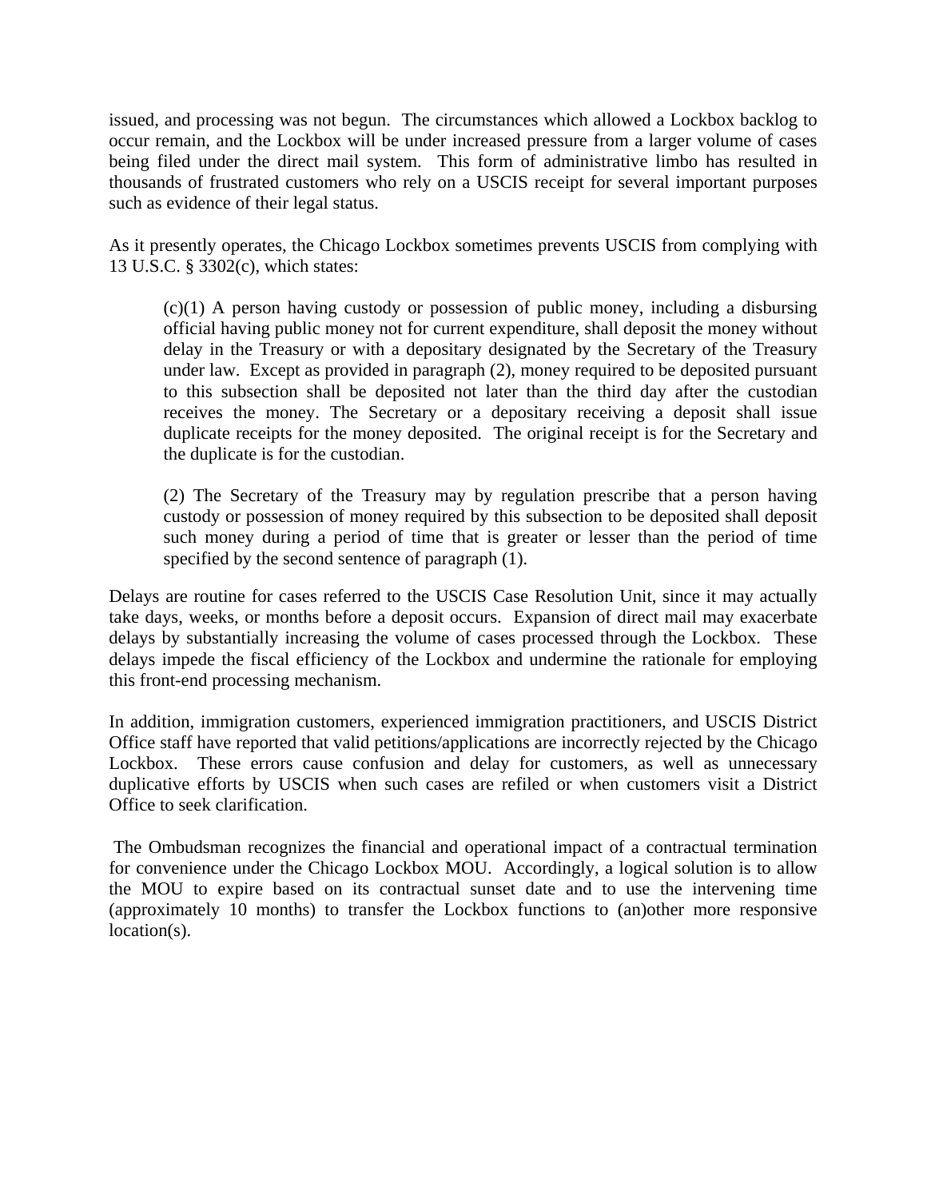issued, and processing was not begun. The circumstances which allowed a Lockbox backlog to occur remain, and the Lockbox will be under increased pressure from a larger volume of cases being filed under the direct mail system. This form of administrative limbo has resulted in thousands of frustrated customers who rely on a USCIS receipt for several important purposes such as evidence of their legal status.

As it presently operates, the Chicago Lockbox sometimes prevents USCIS from complying with 13 U.S.C. § 3302(c), which states:

> (c)(1) A person having custody or possession of public money, including a disbursing official having public money not for current expenditure, shall deposit the money without delay in the Treasury or with a depositary designated by the Secretary of the Treasury under law. Except as provided in paragraph (2), money required to be deposited pursuant to this subsection shall be deposited not later than the third day after the custodian receives the money. The Secretary or a depositary receiving a deposit shall issue duplicate receipts for the money deposited. The original receipt is for the Secretary and the duplicate is for the custodian.
>
> (2) The Secretary of the Treasury may by regulation prescribe that a person having custody or possession of money required by this subsection to be deposited shall deposit such money during a period of time that is greater or lesser than the period of time specified by the second sentence of paragraph (1).

Delays are routine for cases referred to the USCIS Case Resolution Unit, since it may actually take days, weeks, or months before a deposit occurs. Expansion of direct mail may exacerbate delays by substantially increasing the volume of cases processed through the Lockbox. These delays impede the fiscal efficiency of the Lockbox and undermine the rationale for employing this front-end processing mechanism.

In addition, immigration customers, experienced immigration practitioners, and USCIS District Office staff have reported that valid petitions/applications are incorrectly rejected by the Chicago Lockbox. These errors cause confusion and delay for customers, as well as unnecessary duplicative efforts by USCIS when such cases are refiled or when customers visit a District Office to seek clarification.

The Ombudsman recognizes the financial and operational impact of a contractual termination for convenience under the Chicago Lockbox MOU. Accordingly, a logical solution is to allow the MOU to expire based on its contractual sunset date and to use the intervening time (approximately 10 months) to transfer the Lockbox functions to (an)other more responsive location(s).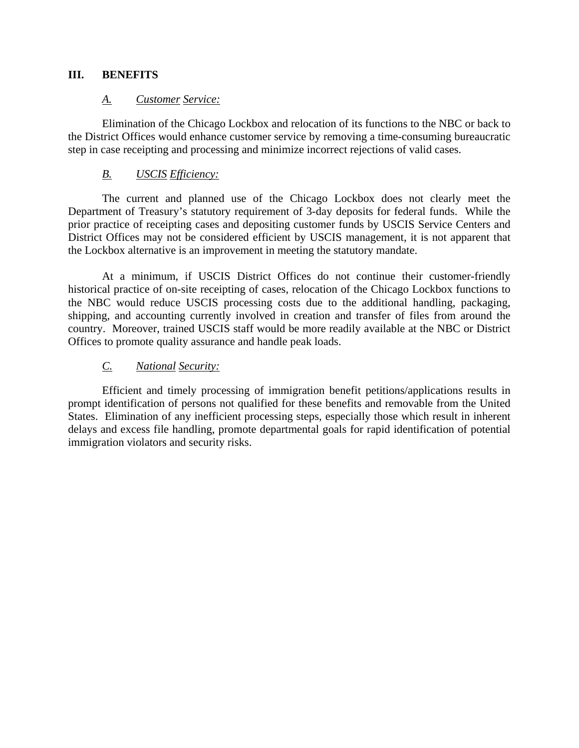## III. BENEFITS

### *A. Customer Service:*

Elimination of the Chicago Lockbox and relocation of its functions to the NBC or back to the District Offices would enhance customer service by removing a time-consuming bureaucratic step in case receipting and processing and minimize incorrect rejections of valid cases.

### *B. USCIS Efficiency:*

The current and planned use of the Chicago Lockbox does not clearly meet the Department of Treasury's statutory requirement of 3-day deposits for federal funds. While the prior practice of receipting cases and depositing customer funds by USCIS Service Centers and District Offices may not be considered efficient by USCIS management, it is not apparent that the Lockbox alternative is an improvement in meeting the statutory mandate.

At a minimum, if USCIS District Offices do not continue their customer-friendly historical practice of on-site receipting of cases, relocation of the Chicago Lockbox functions to the NBC would reduce USCIS processing costs due to the additional handling, packaging, shipping, and accounting currently involved in creation and transfer of files from around the country. Moreover, trained USCIS staff would be more readily available at the NBC or District Offices to promote quality assurance and handle peak loads.

### *C. National Security:*

Efficient and timely processing of immigration benefit petitions/applications results in prompt identification of persons not qualified for these benefits and removable from the United States. Elimination of any inefficient processing steps, especially those which result in inherent delays and excess file handling, promote departmental goals for rapid identification of potential immigration violators and security risks.